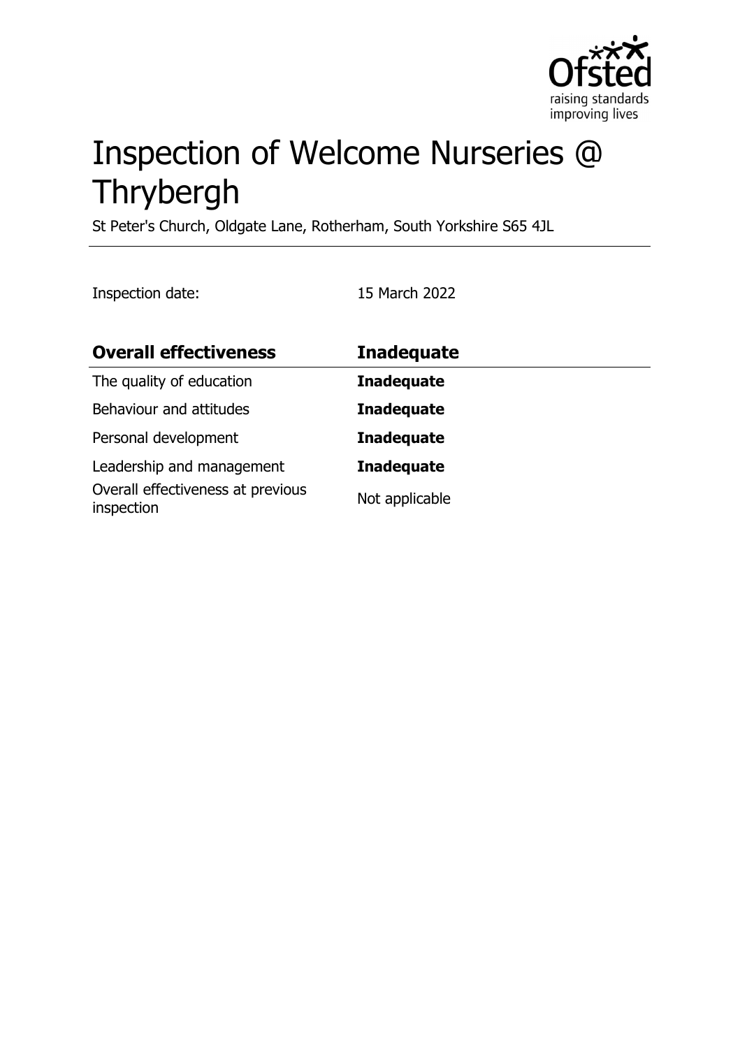# Inspection of Welcome Nurseries @ Thrybergh

St Peter's Church, Oldgate Lane, Rotherham, South Yorkshire S65 4JL

Inspection date: 15 March 2022

| **Overall effectiveness** | **Inadequate** |
| --- | --- |
| The quality of education | **Inadequate** |
| Behaviour and attitudes | **Inadequate** |
| Personal development | **Inadequate** |
| Leadership and management | **Inadequate** |
| Overall effectiveness at previous inspection | Not applicable |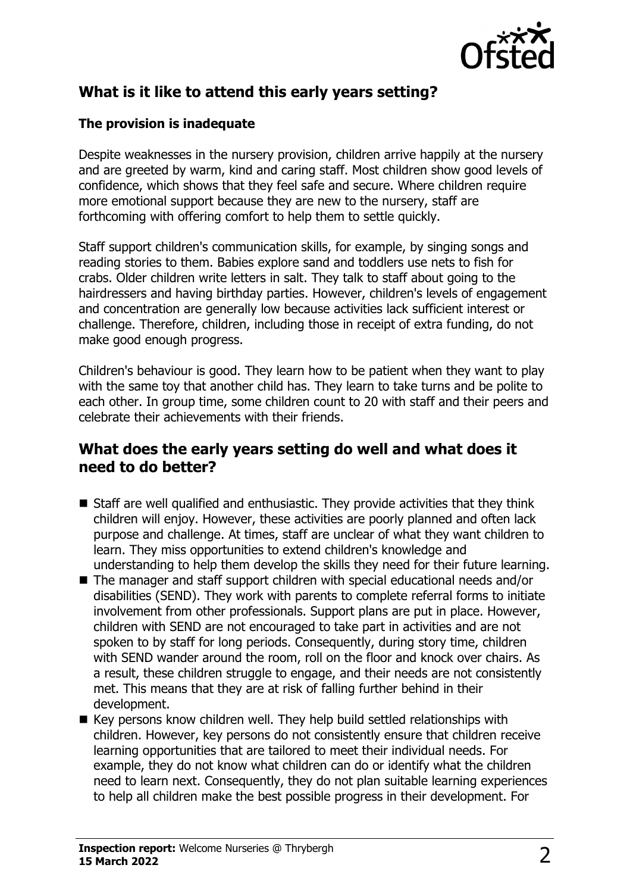## What is it like to attend this early years setting?

### The provision is inadequate

Despite weaknesses in the nursery provision, children arrive happily at the nursery and are greeted by warm, kind and caring staff. Most children show good levels of confidence, which shows that they feel safe and secure. Where children require more emotional support because they are new to the nursery, staff are forthcoming with offering comfort to help them to settle quickly.

Staff support children's communication skills, for example, by singing songs and reading stories to them. Babies explore sand and toddlers use nets to fish for crabs. Older children write letters in salt. They talk to staff about going to the hairdressers and having birthday parties. However, children's levels of engagement and concentration are generally low because activities lack sufficient interest or challenge. Therefore, children, including those in receipt of extra funding, do not make good enough progress.

Children's behaviour is good. They learn how to be patient when they want to play with the same toy that another child has. They learn to take turns and be polite to each other. In group time, some children count to 20 with staff and their peers and celebrate their achievements with their friends.

## What does the early years setting do well and what does it need to do better?

- Staff are well qualified and enthusiastic. They provide activities that they think children will enjoy. However, these activities are poorly planned and often lack purpose and challenge. At times, staff are unclear of what they want children to learn. They miss opportunities to extend children's knowledge and understanding to help them develop the skills they need for their future learning.
- The manager and staff support children with special educational needs and/or disabilities (SEND). They work with parents to complete referral forms to initiate involvement from other professionals. Support plans are put in place. However, children with SEND are not encouraged to take part in activities and are not spoken to by staff for long periods. Consequently, during story time, children with SEND wander around the room, roll on the floor and knock over chairs. As a result, these children struggle to engage, and their needs are not consistently met. This means that they are at risk of falling further behind in their development.
- Key persons know children well. They help build settled relationships with children. However, key persons do not consistently ensure that children receive learning opportunities that are tailored to meet their individual needs. For example, they do not know what children can do or identify what the children need to learn next. Consequently, they do not plan suitable learning experiences to help all children make the best possible progress in their development. For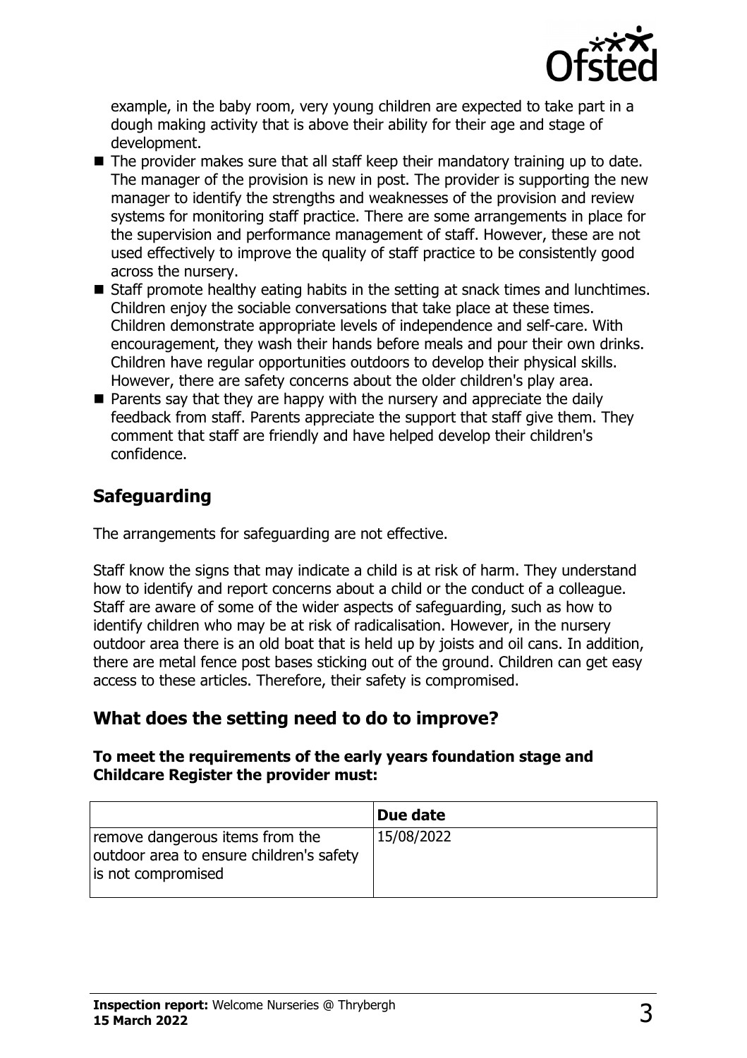example, in the baby room, very young children are expected to take part in a dough making activity that is above their ability for their age and stage of development.

- The provider makes sure that all staff keep their mandatory training up to date. The manager of the provision is new in post. The provider is supporting the new manager to identify the strengths and weaknesses of the provision and review systems for monitoring staff practice. There are some arrangements in place for the supervision and performance management of staff. However, these are not used effectively to improve the quality of staff practice to be consistently good across the nursery.
- Staff promote healthy eating habits in the setting at snack times and lunchtimes. Children enjoy the sociable conversations that take place at these times. Children demonstrate appropriate levels of independence and self-care. With encouragement, they wash their hands before meals and pour their own drinks. Children have regular opportunities outdoors to develop their physical skills. However, there are safety concerns about the older children's play area.
- Parents say that they are happy with the nursery and appreciate the daily feedback from staff. Parents appreciate the support that staff give them. They comment that staff are friendly and have helped develop their children's confidence.

## Safeguarding

The arrangements for safeguarding are not effective.

Staff know the signs that may indicate a child is at risk of harm. They understand how to identify and report concerns about a child or the conduct of a colleague. Staff are aware of some of the wider aspects of safeguarding, such as how to identify children who may be at risk of radicalisation. However, in the nursery outdoor area there is an old boat that is held up by joists and oil cans. In addition, there are metal fence post bases sticking out of the ground. Children can get easy access to these articles. Therefore, their safety is compromised.

## What does the setting need to do to improve?

**To meet the requirements of the early years foundation stage and Childcare Register the provider must:**

| | Due date |
|---|---|
| remove dangerous items from the outdoor area to ensure children's safety is not compromised | 15/08/2022 |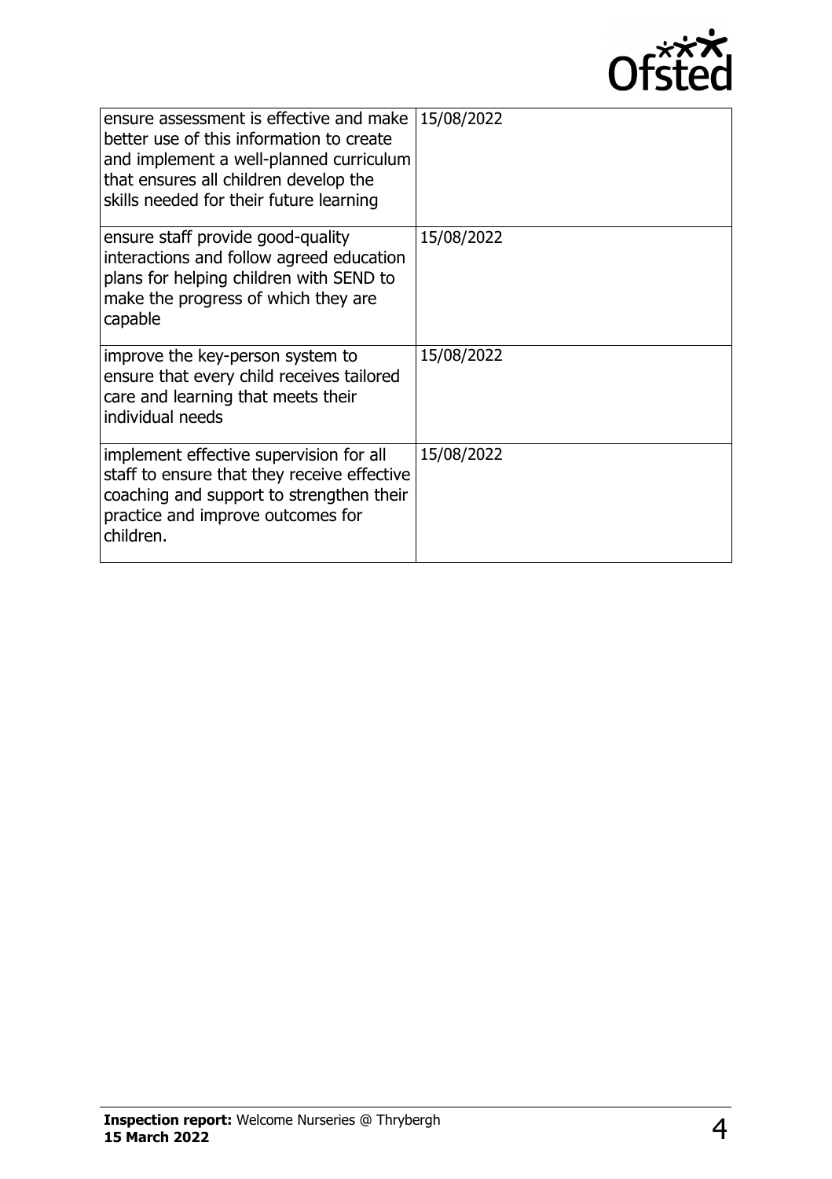| | |
|---|---|
| ensure assessment is effective and make better use of this information to create and implement a well-planned curriculum that ensures all children develop the skills needed for their future learning | 15/08/2022 |
| ensure staff provide good-quality interactions and follow agreed education plans for helping children with SEND to make the progress of which they are capable | 15/08/2022 |
| improve the key-person system to ensure that every child receives tailored care and learning that meets their individual needs | 15/08/2022 |
| implement effective supervision for all staff to ensure that they receive effective coaching and support to strengthen their practice and improve outcomes for children. | 15/08/2022 |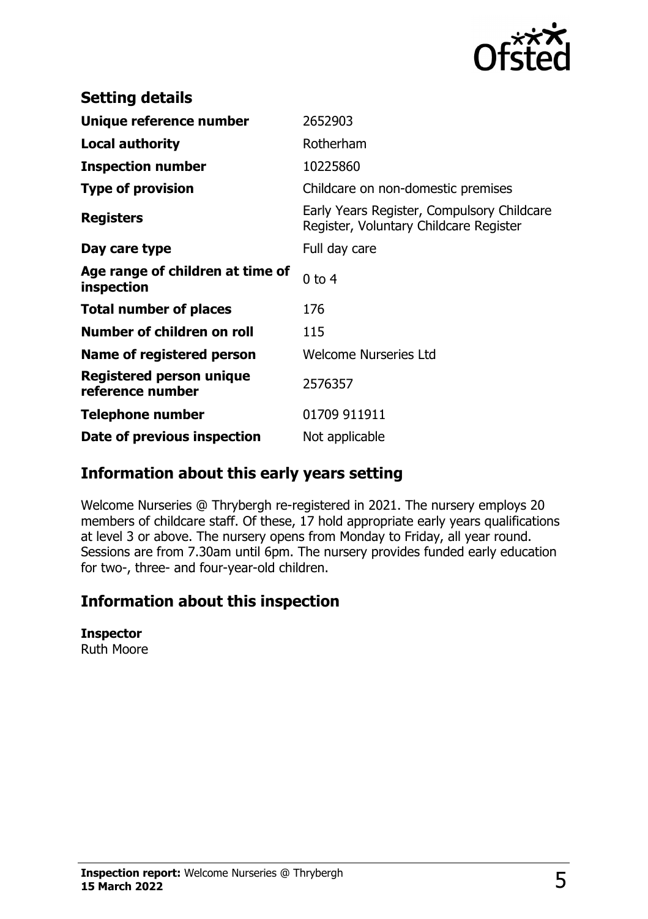## Setting details

| | |
|---|---|
| **Unique reference number** | 2652903 |
| **Local authority** | Rotherham |
| **Inspection number** | 10225860 |
| **Type of provision** | Childcare on non-domestic premises |
| **Registers** | Early Years Register, Compulsory Childcare Register, Voluntary Childcare Register |
| **Day care type** | Full day care |
| **Age range of children at time of inspection** | 0 to 4 |
| **Total number of places** | 176 |
| **Number of children on roll** | 115 |
| **Name of registered person** | Welcome Nurseries Ltd |
| **Registered person unique reference number** | 2576357 |
| **Telephone number** | 01709 911911 |
| **Date of previous inspection** | Not applicable |

## Information about this early years setting

Welcome Nurseries @ Thrybergh re-registered in 2021. The nursery employs 20 members of childcare staff. Of these, 17 hold appropriate early years qualifications at level 3 or above. The nursery opens from Monday to Friday, all year round. Sessions are from 7.30am until 6pm. The nursery provides funded early education for two-, three- and four-year-old children.

## Information about this inspection

**Inspector**
Ruth Moore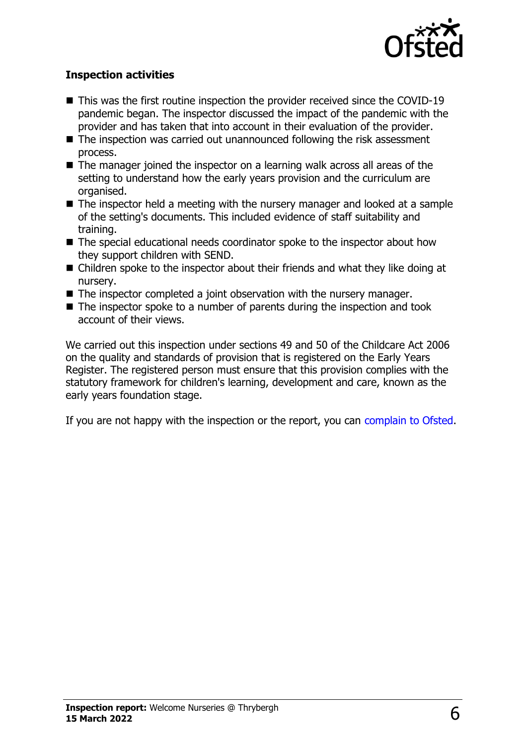**Inspection activities**

- This was the first routine inspection the provider received since the COVID-19 pandemic began. The inspector discussed the impact of the pandemic with the provider and has taken that into account in their evaluation of the provider.
- The inspection was carried out unannounced following the risk assessment process.
- The manager joined the inspector on a learning walk across all areas of the setting to understand how the early years provision and the curriculum are organised.
- The inspector held a meeting with the nursery manager and looked at a sample of the setting's documents. This included evidence of staff suitability and training.
- The special educational needs coordinator spoke to the inspector about how they support children with SEND.
- Children spoke to the inspector about their friends and what they like doing at nursery.
- The inspector completed a joint observation with the nursery manager.
- The inspector spoke to a number of parents during the inspection and took account of their views.

We carried out this inspection under sections 49 and 50 of the Childcare Act 2006 on the quality and standards of provision that is registered on the Early Years Register. The registered person must ensure that this provision complies with the statutory framework for children's learning, development and care, known as the early years foundation stage.

If you are not happy with the inspection or the report, you can complain to Ofsted.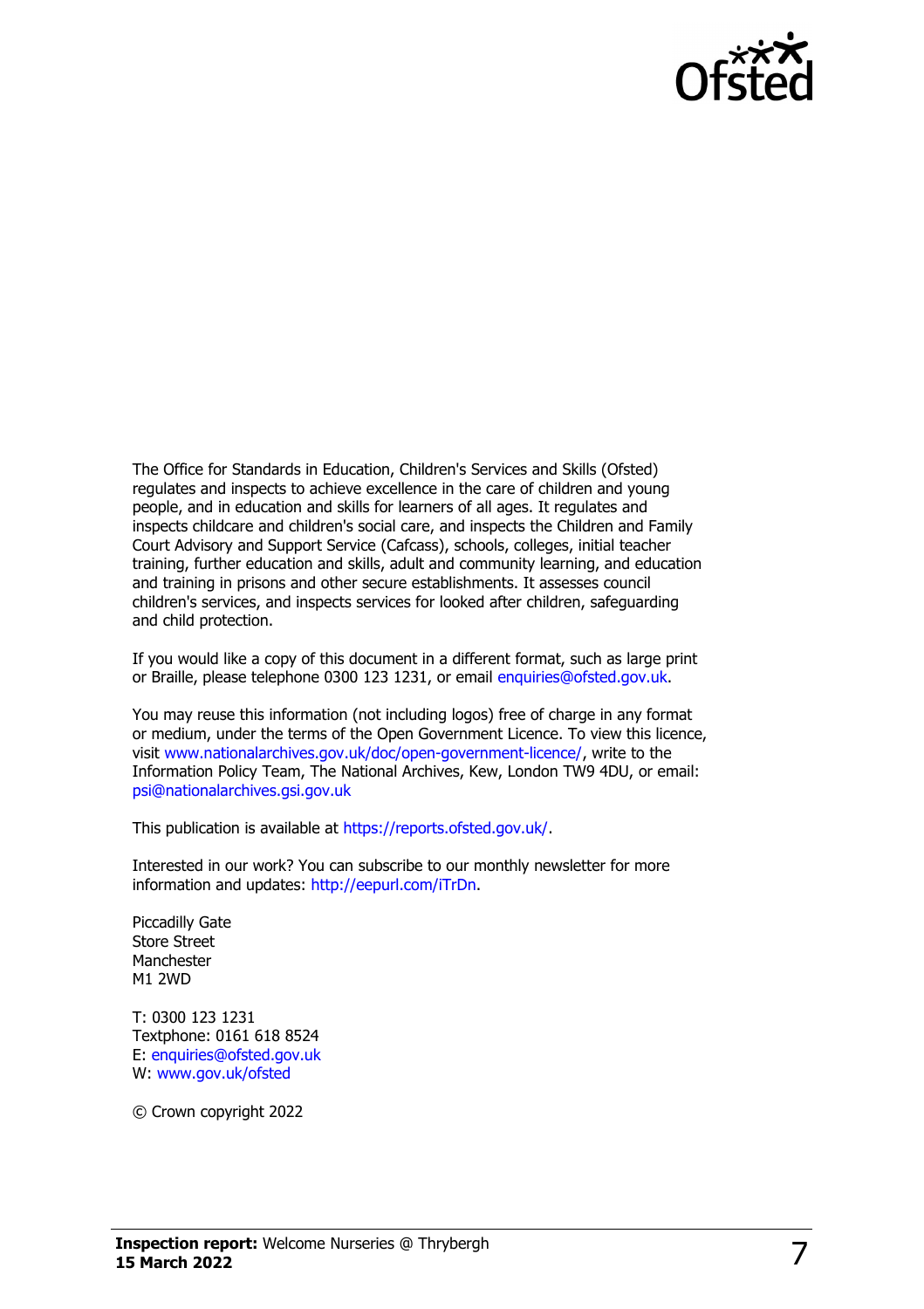The Office for Standards in Education, Children's Services and Skills (Ofsted) regulates and inspects to achieve excellence in the care of children and young people, and in education and skills for learners of all ages. It regulates and inspects childcare and children's social care, and inspects the Children and Family Court Advisory and Support Service (Cafcass), schools, colleges, initial teacher training, further education and skills, adult and community learning, and education and training in prisons and other secure establishments. It assesses council children's services, and inspects services for looked after children, safeguarding and child protection.

If you would like a copy of this document in a different format, such as large print or Braille, please telephone 0300 123 1231, or email enquiries@ofsted.gov.uk.

You may reuse this information (not including logos) free of charge in any format or medium, under the terms of the Open Government Licence. To view this licence, visit www.nationalarchives.gov.uk/doc/open-government-licence/, write to the Information Policy Team, The National Archives, Kew, London TW9 4DU, or email: psi@nationalarchives.gsi.gov.uk

This publication is available at https://reports.ofsted.gov.uk/.

Interested in our work? You can subscribe to our monthly newsletter for more information and updates: http://eepurl.com/iTrDn.

Piccadilly Gate
Store Street
Manchester
M1 2WD

T: 0300 123 1231
Textphone: 0161 618 8524
E: enquiries@ofsted.gov.uk
W: www.gov.uk/ofsted

© Crown copyright 2022